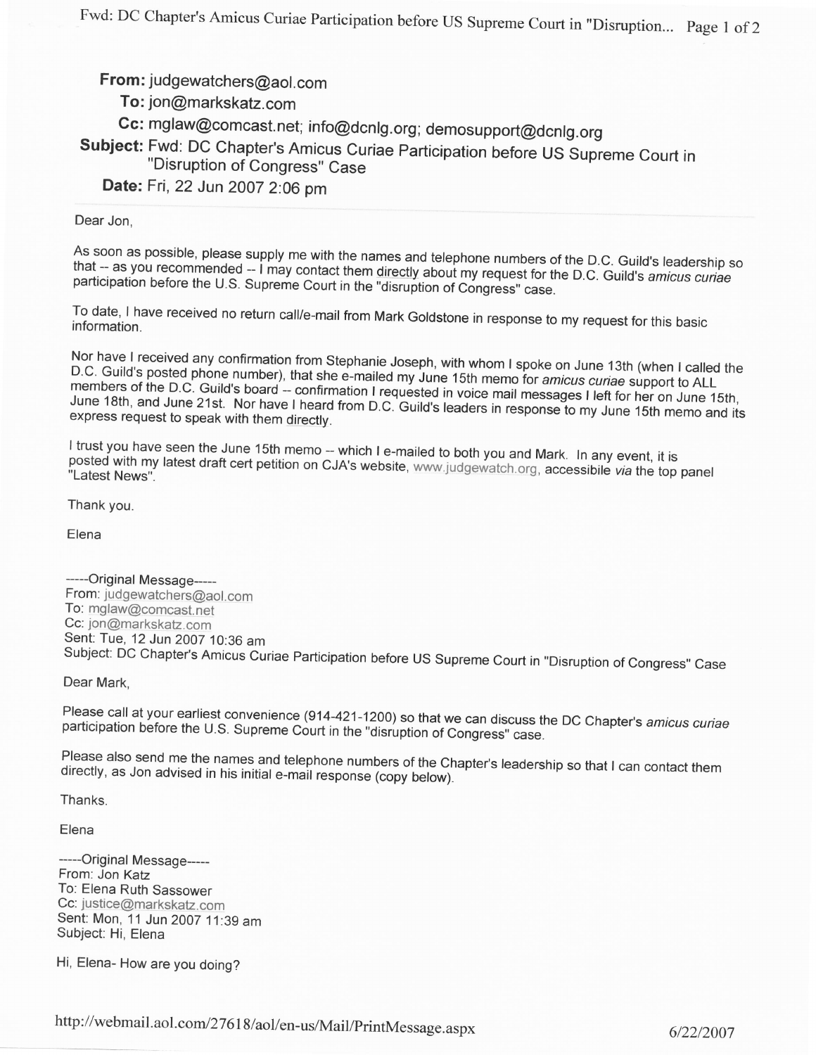**From:** judgewatchers@aol.com
**To:** jon@markskatz.com
**Cc:** mglaw@comcast.net; info@dcnlg.org; demosupport@dcnlg.org
**Subject:** Fwd: DC Chapter's Amicus Curiae Participation before US Supreme Court in "Disruption of Congress" Case
**Date:** Fri, 22 Jun 2007 2:06 pm

Dear Jon,

As soon as possible, please supply me with the names and telephone numbers of the D.C. Guild's leadership so that -- as you recommended -- I may contact them directly about my request for the D.C. Guild's *amicus curiae* participation before the U.S. Supreme Court in the "disruption of Congress" case.

To date, I have received no return call/e-mail from Mark Goldstone in response to my request for this basic information.

Nor have I received any confirmation from Stephanie Joseph, with whom I spoke on June 13th (when I called the D.C. Guild's posted phone number), that she e-mailed my June 15th memo for *amicus curiae* support to ALL members of the D.C. Guild's board -- confirmation I requested in voice mail messages I left for her on June 15th, June 18th, and June 21st. Nor have I heard from D.C. Guild's leaders in response to my June 15th memo and its express request to speak with them directly.

I trust you have seen the June 15th memo -- which I e-mailed to both you and Mark. In any event, it is posted with my latest draft cert petition on CJA's website, www.judgewatch.org, accessibile *via* the top panel "Latest News".

Thank you.

Elena

-----Original Message-----
From: judgewatchers@aol.com
To: mglaw@comcast.net
Cc: jon@markskatz.com
Sent: Tue, 12 Jun 2007 10:36 am
Subject: DC Chapter's Amicus Curiae Participation before US Supreme Court in "Disruption of Congress" Case

Dear Mark,

Please call at your earliest convenience (914-421-1200) so that we can discuss the DC Chapter's *amicus curiae* participation before the U.S. Supreme Court in the "disruption of Congress" case.

Please also send me the names and telephone numbers of the Chapter's leadership so that I can contact them directly, as Jon advised in his initial e-mail response (copy below).

Thanks.

Elena

-----Original Message-----
From: Jon Katz
To: Elena Ruth Sassower
Cc: justice@markskatz.com
Sent: Mon, 11 Jun 2007 11:39 am
Subject: Hi, Elena

Hi, Elena- How are you doing?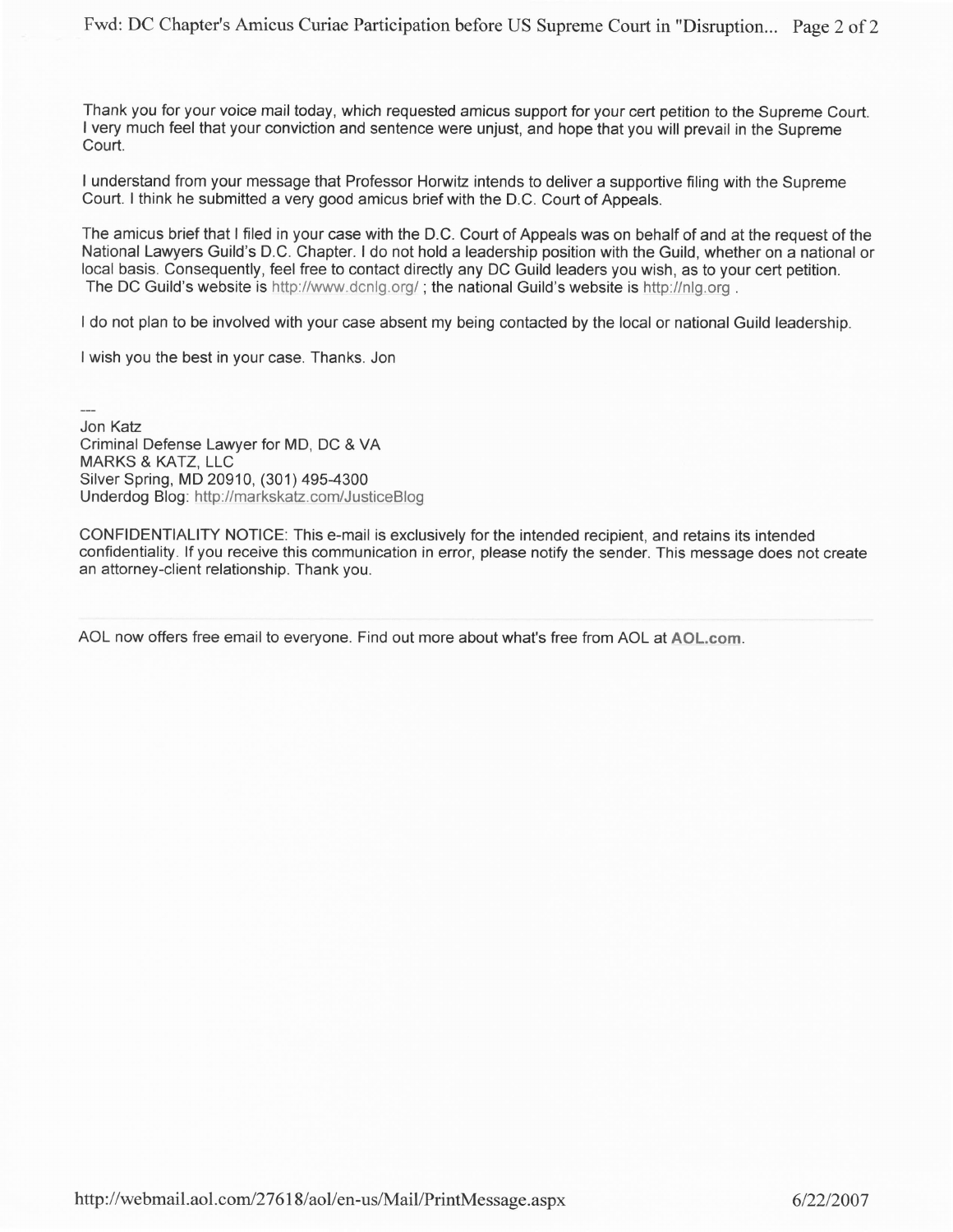Thank you for your voice mail today, which requested amicus support for your cert petition to the Supreme Court. I very much feel that your conviction and sentence were unjust, and hope that you will prevail in the Supreme Court.

I understand from your message that Professor Horwitz intends to deliver a supportive filing with the Supreme Court. I think he submitted a very good amicus brief with the D.C. Court of Appeals.

The amicus brief that I filed in your case with the D.C. Court of Appeals was on behalf of and at the request of the National Lawyers Guild's D.C. Chapter. I do not hold a leadership position with the Guild, whether on a national or local basis. Consequently, feel free to contact directly any DC Guild leaders you wish, as to your cert petition. The DC Guild's website is http://www.dcnlg.org/ ; the national Guild's website is http://nlg.org .

I do not plan to be involved with your case absent my being contacted by the local or national Guild leadership.

I wish you the best in your case. Thanks. Jon

---
Jon Katz
Criminal Defense Lawyer for MD, DC & VA
MARKS & KATZ, LLC
Silver Spring, MD 20910, (301) 495-4300
Underdog Blog: http://markskatz.com/JusticeBlog

CONFIDENTIALITY NOTICE: This e-mail is exclusively for the intended recipient, and retains its intended confidentiality. If you receive this communication in error, please notify the sender. This message does not create an attorney-client relationship. Thank you.

---

AOL now offers free email to everyone. Find out more about what's free from AOL at **AOL.com**.